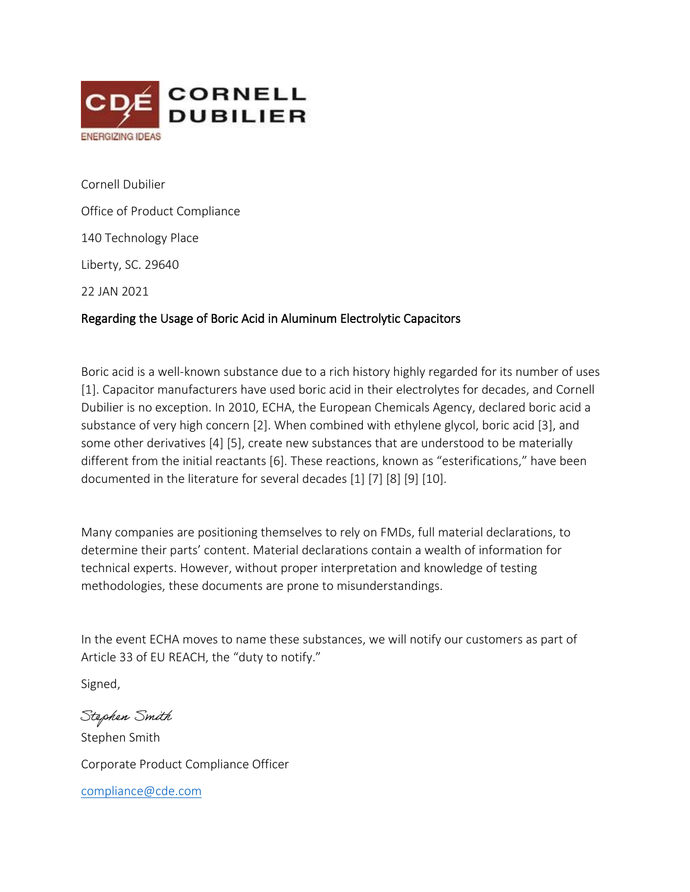CDÉ CORNELL DUBILIER

ENERGIZING IDEAS

Cornell Dubilier

Office of Product Compliance

140 Technology Place

Liberty, SC. 29640

22 JAN 2021

**Regarding the Usage of Boric Acid in Aluminum Electrolytic Capacitors**

Boric acid is a well-known substance due to a rich history highly regarded for its number of uses [1]. Capacitor manufacturers have used boric acid in their electrolytes for decades, and Cornell Dubilier is no exception. In 2010, ECHA, the European Chemicals Agency, declared boric acid a substance of very high concern [2]. When combined with ethylene glycol, boric acid [3], and some other derivatives [4] [5], create new substances that are understood to be materially different from the initial reactants [6]. These reactions, known as "esterifications," have been documented in the literature for several decades [1] [7] [8] [9] [10].

Many companies are positioning themselves to rely on FMDs, full material declarations, to determine their parts' content. Material declarations contain a wealth of information for technical experts. However, without proper interpretation and knowledge of testing methodologies, these documents are prone to misunderstandings.

In the event ECHA moves to name these substances, we will notify our customers as part of Article 33 of EU REACH, the "duty to notify."

Signed,

*Stephen Smith*

Stephen Smith

Corporate Product Compliance Officer

compliance@cde.com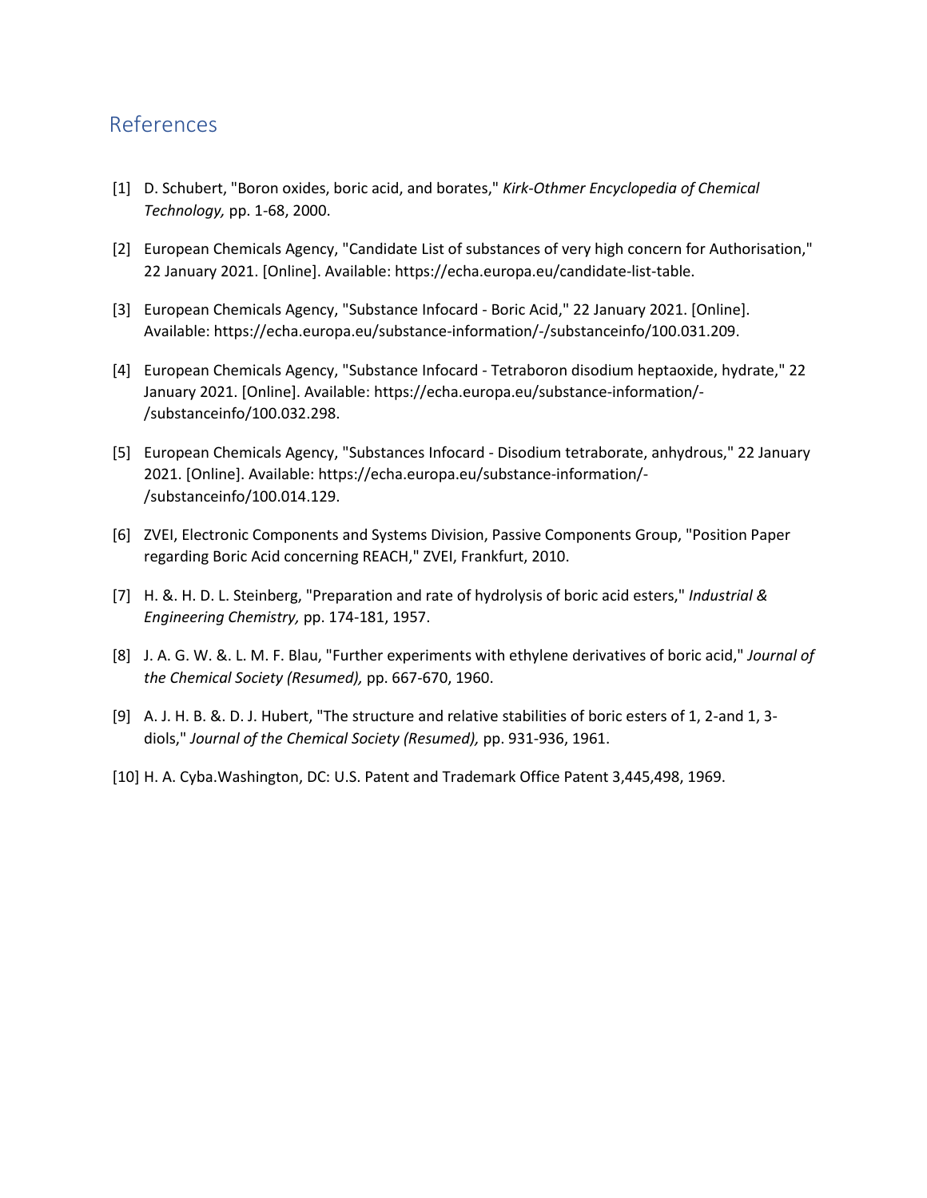## References

[1] D. Schubert, "Boron oxides, boric acid, and borates," *Kirk-Othmer Encyclopedia of Chemical Technology,* pp. 1-68, 2000.

[2] European Chemicals Agency, "Candidate List of substances of very high concern for Authorisation," 22 January 2021. [Online]. Available: https://echa.europa.eu/candidate-list-table.

[3] European Chemicals Agency, "Substance Infocard - Boric Acid," 22 January 2021. [Online]. Available: https://echa.europa.eu/substance-information/-/substanceinfo/100.031.209.

[4] European Chemicals Agency, "Substance Infocard - Tetraboron disodium heptaoxide, hydrate," 22 January 2021. [Online]. Available: https://echa.europa.eu/substance-information/-/substanceinfo/100.032.298.

[5] European Chemicals Agency, "Substances Infocard - Disodium tetraborate, anhydrous," 22 January 2021. [Online]. Available: https://echa.europa.eu/substance-information/-/substanceinfo/100.014.129.

[6] ZVEI, Electronic Components and Systems Division, Passive Components Group, "Position Paper regarding Boric Acid concerning REACH," ZVEI, Frankfurt, 2010.

[7] H. &. H. D. L. Steinberg, "Preparation and rate of hydrolysis of boric acid esters," *Industrial & Engineering Chemistry,* pp. 174-181, 1957.

[8] J. A. G. W. &. L. M. F. Blau, "Further experiments with ethylene derivatives of boric acid," *Journal of the Chemical Society (Resumed),* pp. 667-670, 1960.

[9] A. J. H. B. &. D. J. Hubert, "The structure and relative stabilities of boric esters of 1, 2-and 1, 3-diols," *Journal of the Chemical Society (Resumed),* pp. 931-936, 1961.

[10] H. A. Cyba.Washington, DC: U.S. Patent and Trademark Office Patent 3,445,498, 1969.